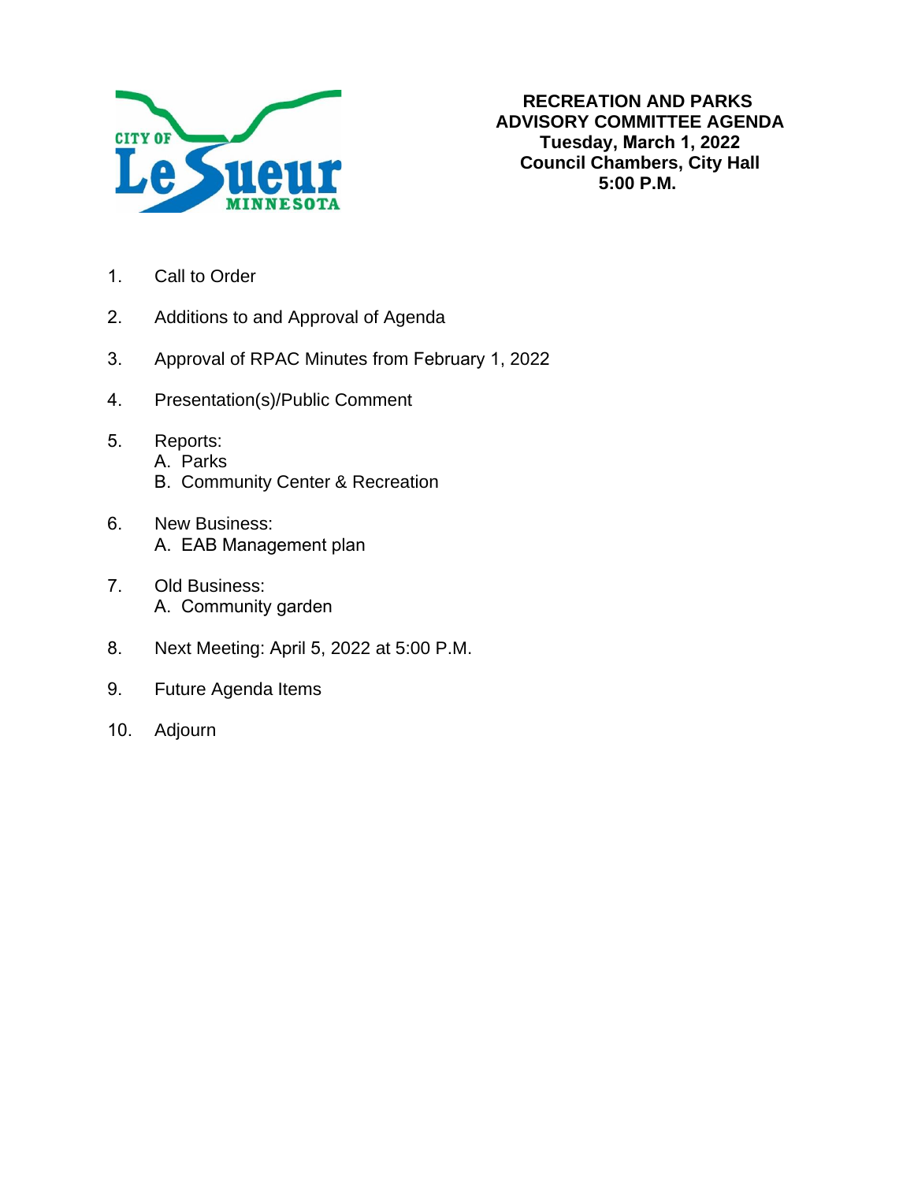CITY OF Le Sueur MINNESOTA

**RECREATION AND PARKS ADVISORY COMMITTEE AGENDA**
**Tuesday, March 1, 2022**
**Council Chambers, City Hall**
**5:00 P.M.**

1. Call to Order
2. Additions to and Approval of Agenda
3. Approval of RPAC Minutes from February 1, 2022
4. Presentation(s)/Public Comment
5. Reports:
   A. Parks
   B. Community Center & Recreation
6. New Business:
   A. EAB Management plan
7. Old Business:
   A. Community garden
8. Next Meeting: April 5, 2022 at 5:00 P.M.
9. Future Agenda Items
10. Adjourn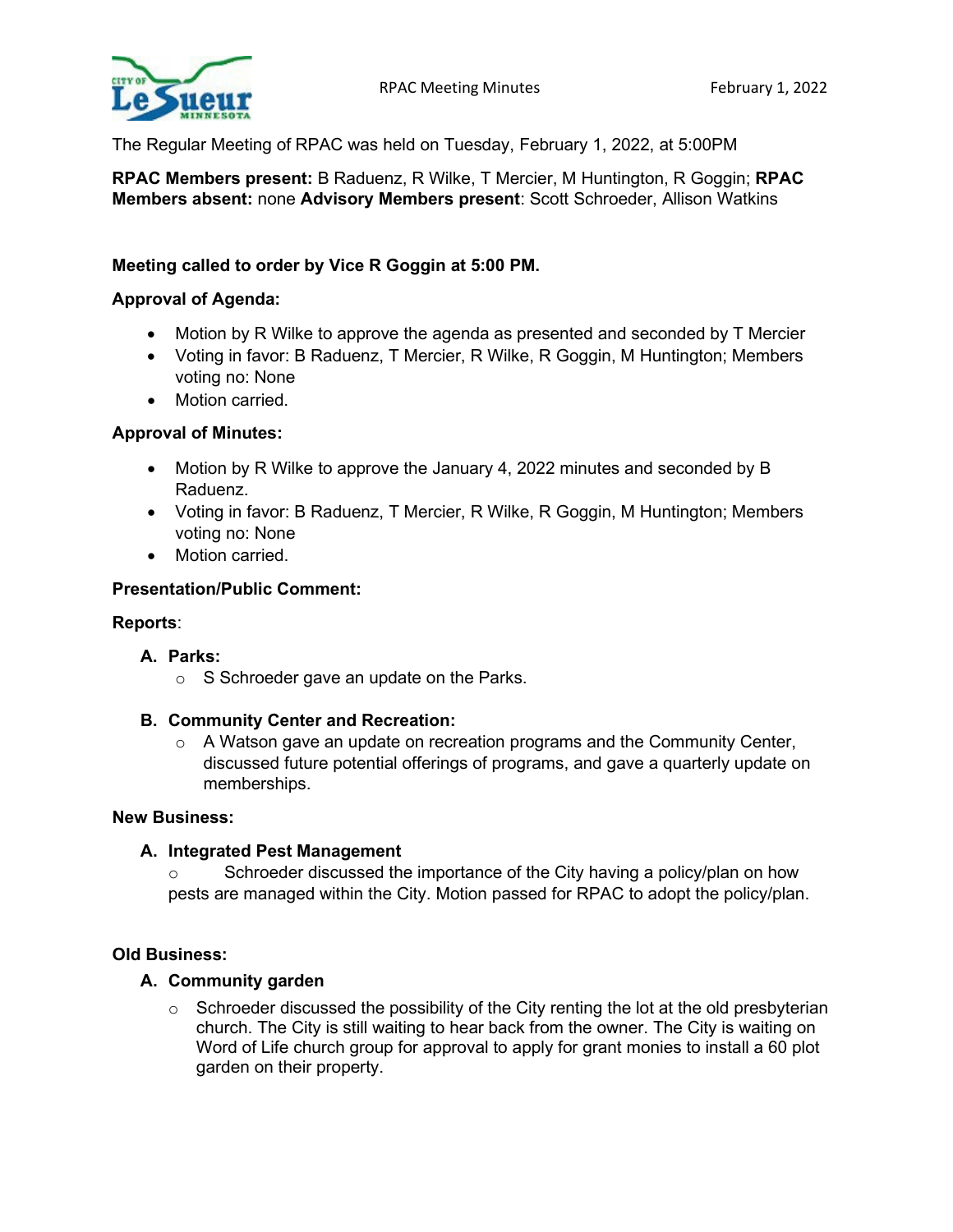The Regular Meeting of RPAC was held on Tuesday, February 1, 2022, at 5:00PM

**RPAC Members present:** B Raduenz, R Wilke, T Mercier, M Huntington, R Goggin; **RPAC Members absent:** none **Advisory Members present**: Scott Schroeder, Allison Watkins

**Meeting called to order by Vice R Goggin at 5:00 PM.**

**Approval of Agenda:**

- Motion by R Wilke to approve the agenda as presented and seconded by T Mercier
- Voting in favor: B Raduenz, T Mercier, R Wilke, R Goggin, M Huntington; Members voting no: None
- Motion carried.

**Approval of Minutes:**

- Motion by R Wilke to approve the January 4, 2022 minutes and seconded by B Raduenz.
- Voting in favor: B Raduenz, T Mercier, R Wilke, R Goggin, M Huntington; Members voting no: None
- Motion carried.

**Presentation/Public Comment:**

**Reports**:

**A. Parks:**
- S Schroeder gave an update on the Parks.

**B. Community Center and Recreation:**
- A Watson gave an update on recreation programs and the Community Center, discussed future potential offerings of programs, and gave a quarterly update on memberships.

**New Business:**

**A. Integrated Pest Management**
- Schroeder discussed the importance of the City having a policy/plan on how pests are managed within the City. Motion passed for RPAC to adopt the policy/plan.

**Old Business:**

**A. Community garden**
- Schroeder discussed the possibility of the City renting the lot at the old presbyterian church. The City is still waiting to hear back from the owner. The City is waiting on Word of Life church group for approval to apply for grant monies to install a 60 plot garden on their property.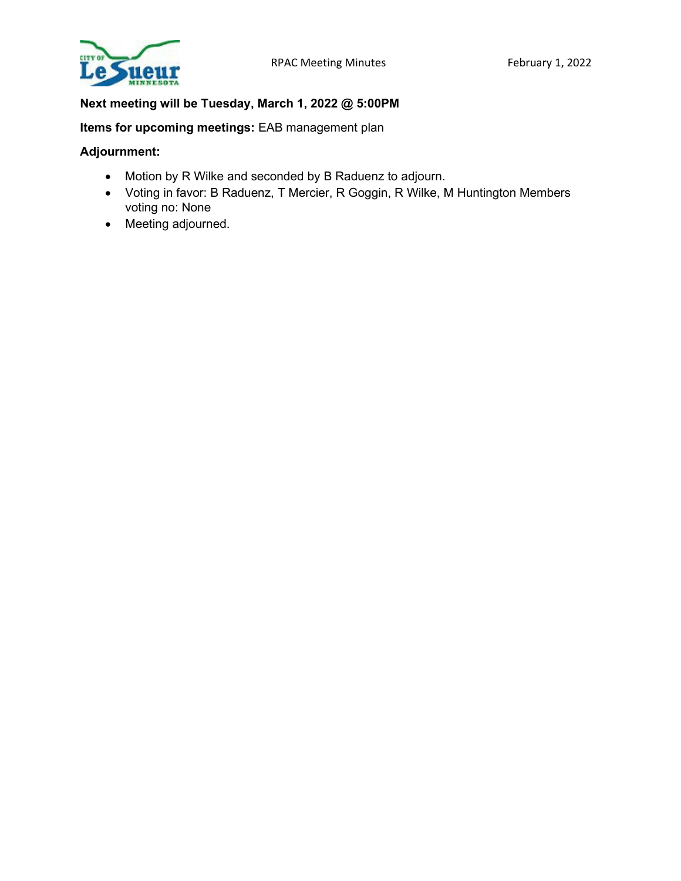**Next meeting will be Tuesday, March 1, 2022 @ 5:00PM**

**Items for upcoming meetings:** EAB management plan

**Adjournment:**

- Motion by R Wilke and seconded by B Raduenz to adjourn.
- Voting in favor: B Raduenz, T Mercier, R Goggin, R Wilke, M Huntington Members voting no: None
- Meeting adjourned.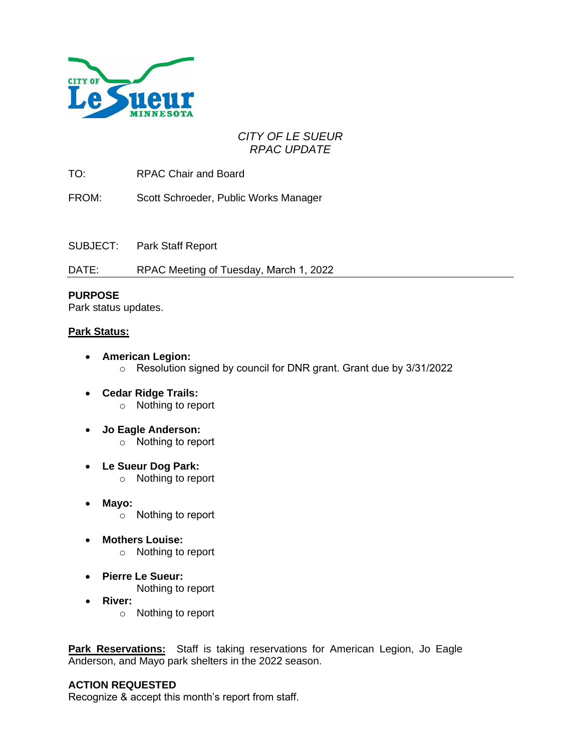*CITY OF LE SUEUR*
*RPAC UPDATE*

TO: RPAC Chair and Board

FROM: Scott Schroeder, Public Works Manager

SUBJECT: Park Staff Report

DATE: RPAC Meeting of Tuesday, March 1, 2022

**PURPOSE**
Park status updates.

**Park Status:**

- **American Legion:**
  - Resolution signed by council for DNR grant. Grant due by 3/31/2022
- **Cedar Ridge Trails:**
  - Nothing to report
- **Jo Eagle Anderson:**
  - Nothing to report
- **Le Sueur Dog Park:**
  - Nothing to report
- **Mayo:**
  - Nothing to report
- **Mothers Louise:**
  - Nothing to report
- **Pierre Le Sueur:**
  Nothing to report
- **River:**
  - Nothing to report

**Park Reservations:** Staff is taking reservations for American Legion, Jo Eagle Anderson, and Mayo park shelters in the 2022 season.

**ACTION REQUESTED**
Recognize & accept this month's report from staff.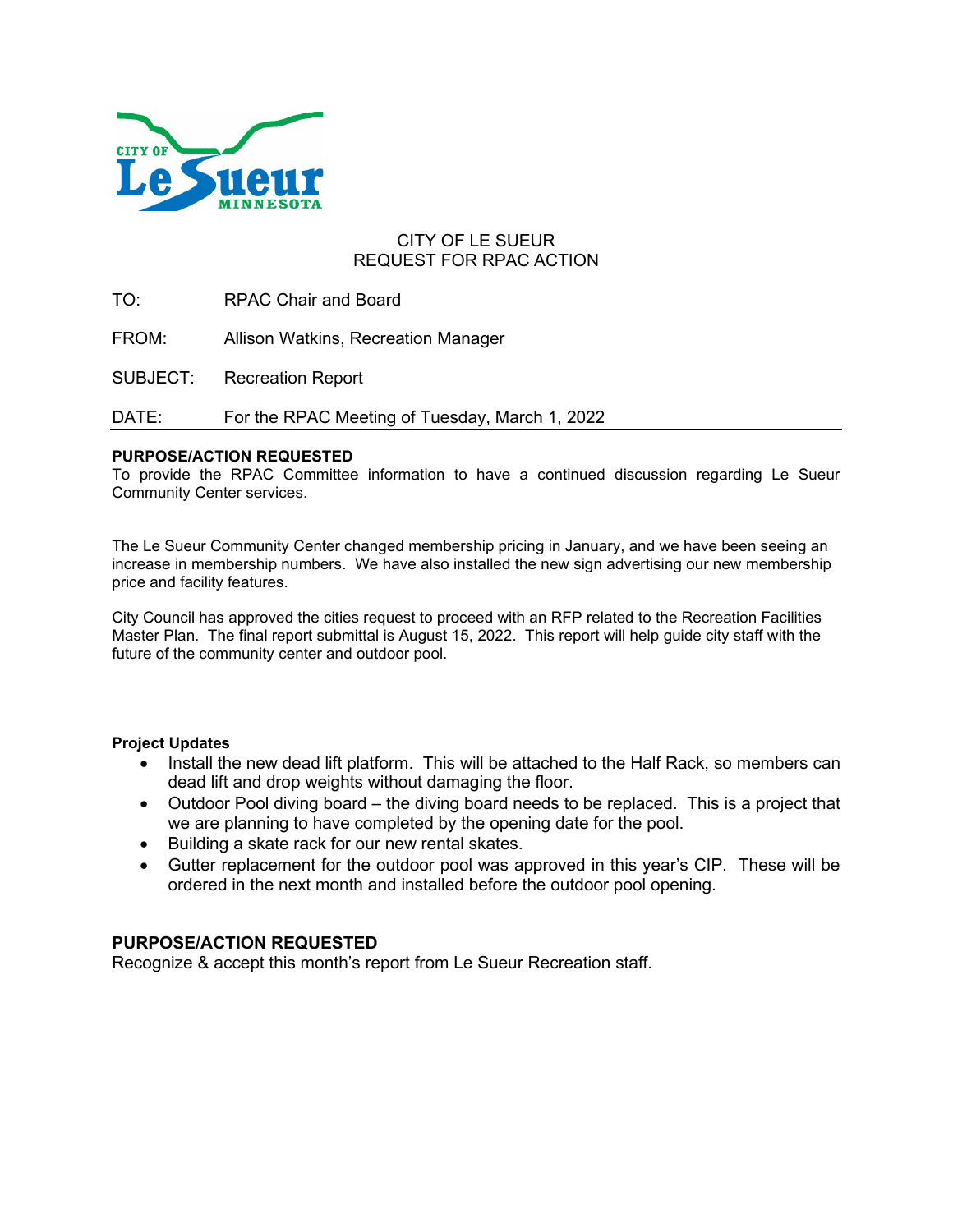CITY OF LE SUEUR
REQUEST FOR RPAC ACTION

TO: RPAC Chair and Board

FROM: Allison Watkins, Recreation Manager

SUBJECT: Recreation Report

DATE: For the RPAC Meeting of Tuesday, March 1, 2022

**PURPOSE/ACTION REQUESTED**
To provide the RPAC Committee information to have a continued discussion regarding Le Sueur Community Center services.

The Le Sueur Community Center changed membership pricing in January, and we have been seeing an increase in membership numbers. We have also installed the new sign advertising our new membership price and facility features.

City Council has approved the cities request to proceed with an RFP related to the Recreation Facilities Master Plan. The final report submittal is August 15, 2022. This report will help guide city staff with the future of the community center and outdoor pool.

**Project Updates**

- Install the new dead lift platform. This will be attached to the Half Rack, so members can dead lift and drop weights without damaging the floor.
- Outdoor Pool diving board – the diving board needs to be replaced. This is a project that we are planning to have completed by the opening date for the pool.
- Building a skate rack for our new rental skates.
- Gutter replacement for the outdoor pool was approved in this year's CIP. These will be ordered in the next month and installed before the outdoor pool opening.

**PURPOSE/ACTION REQUESTED**
Recognize & accept this month's report from Le Sueur Recreation staff.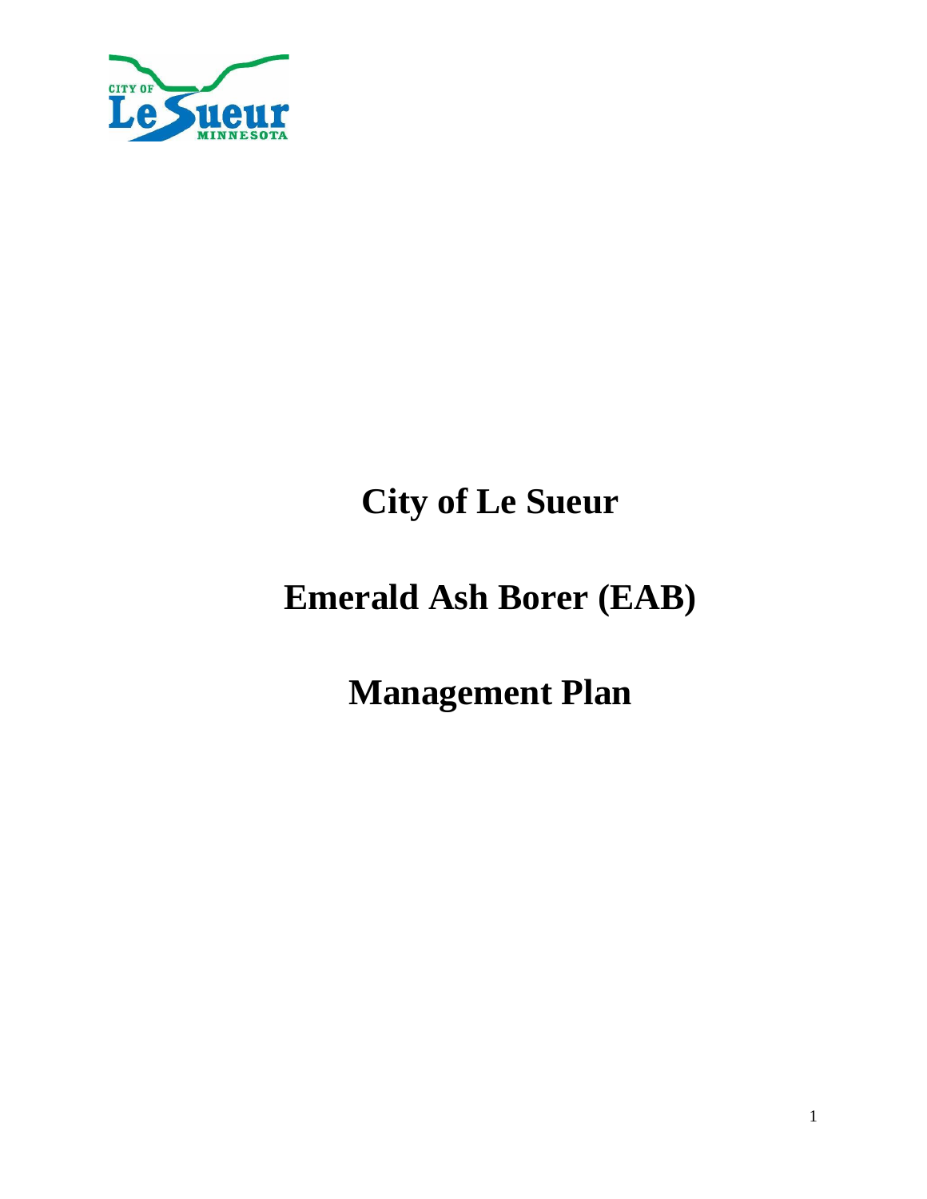CITY OF

Le Sueur

MINNESOTA

# City of Le Sueur

# Emerald Ash Borer (EAB)

# Management Plan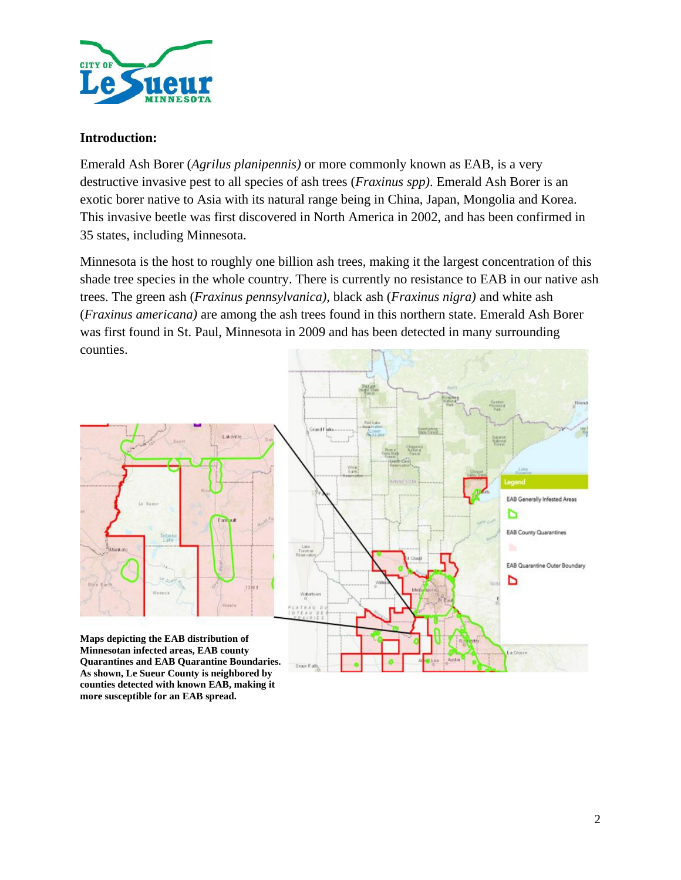## Introduction:

Emerald Ash Borer (*Agrilus planipennis)* or more commonly known as EAB, is a very destructive invasive pest to all species of ash trees (*Fraxinus spp)*. Emerald Ash Borer is an exotic borer native to Asia with its natural range being in China, Japan, Mongolia and Korea. This invasive beetle was first discovered in North America in 2002, and has been confirmed in 35 states, including Minnesota.

Minnesota is the host to roughly one billion ash trees, making it the largest concentration of this shade tree species in the whole country. There is currently no resistance to EAB in our native ash trees. The green ash (*Fraxinus pennsylvanica),* black ash (*Fraxinus nigra)* and white ash (*Fraxinus americana)* are among the ash trees found in this northern state. Emerald Ash Borer was first found in St. Paul, Minnesota in 2009 and has been detected in many surrounding counties.

**Maps depicting the EAB distribution of Minnesotan infected areas, EAB county Quarantines and EAB Quarantine Boundaries. As shown, Le Sueur County is neighbored by counties detected with known EAB, making it more susceptible for an EAB spread.**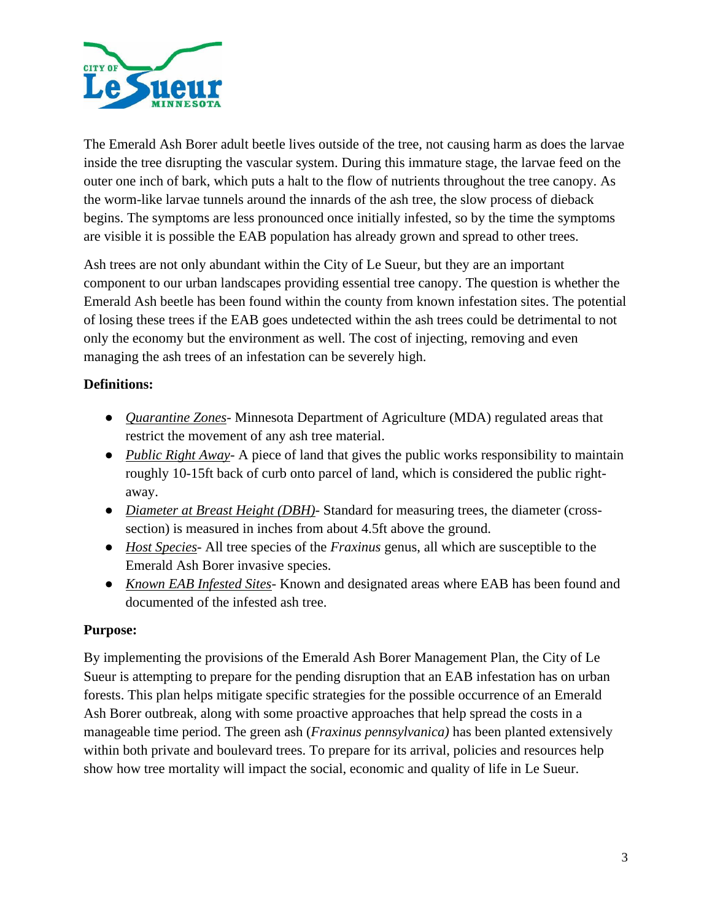The Emerald Ash Borer adult beetle lives outside of the tree, not causing harm as does the larvae inside the tree disrupting the vascular system. During this immature stage, the larvae feed on the outer one inch of bark, which puts a halt to the flow of nutrients throughout the tree canopy. As the worm-like larvae tunnels around the innards of the ash tree, the slow process of dieback begins. The symptoms are less pronounced once initially infested, so by the time the symptoms are visible it is possible the EAB population has already grown and spread to other trees.

Ash trees are not only abundant within the City of Le Sueur, but they are an important component to our urban landscapes providing essential tree canopy. The question is whether the Emerald Ash beetle has been found within the county from known infestation sites. The potential of losing these trees if the EAB goes undetected within the ash trees could be detrimental to not only the economy but the environment as well. The cost of injecting, removing and even managing the ash trees of an infestation can be severely high.

**Definitions:**

- *Quarantine Zones*- Minnesota Department of Agriculture (MDA) regulated areas that restrict the movement of any ash tree material.
- *Public Right Away*- A piece of land that gives the public works responsibility to maintain roughly 10-15ft back of curb onto parcel of land, which is considered the public right-away.
- *Diameter at Breast Height (DBH)*- Standard for measuring trees, the diameter (cross-section) is measured in inches from about 4.5ft above the ground.
- *Host Species*- All tree species of the *Fraxinus* genus, all which are susceptible to the Emerald Ash Borer invasive species.
- *Known EAB Infested Sites*- Known and designated areas where EAB has been found and documented of the infested ash tree.

**Purpose:**

By implementing the provisions of the Emerald Ash Borer Management Plan, the City of Le Sueur is attempting to prepare for the pending disruption that an EAB infestation has on urban forests. This plan helps mitigate specific strategies for the possible occurrence of an Emerald Ash Borer outbreak, along with some proactive approaches that help spread the costs in a manageable time period. The green ash (*Fraxinus pennsylvanica)* has been planted extensively within both private and boulevard trees. To prepare for its arrival, policies and resources help show how tree mortality will impact the social, economic and quality of life in Le Sueur.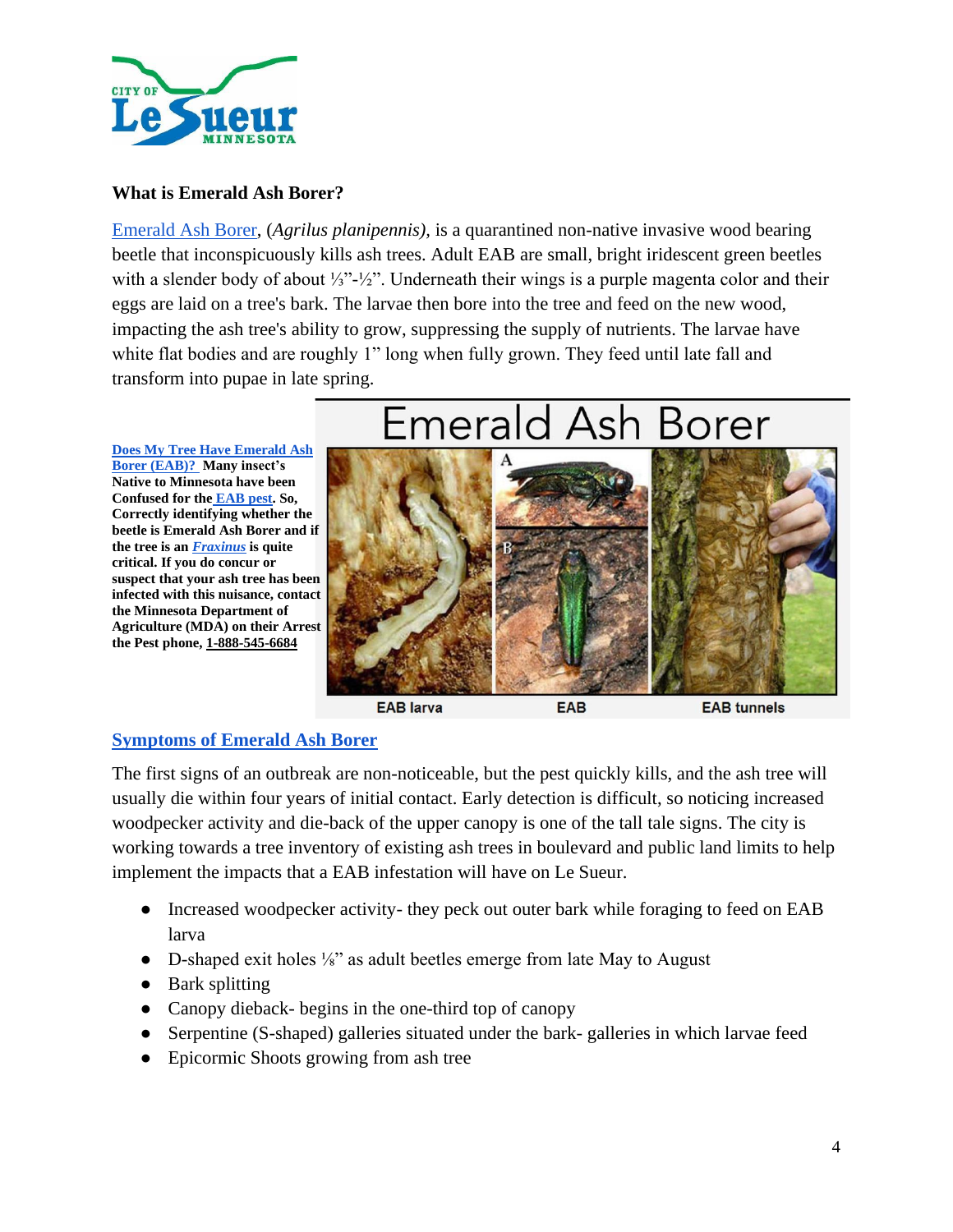### What is Emerald Ash Borer?

[Emerald Ash Borer](), (*Agrilus planipennis),* is a quarantined non-native invasive wood bearing beetle that inconspicuously kills ash trees. Adult EAB are small, bright iridescent green beetles with a slender body of about ⅓"-½". Underneath their wings is a purple magenta color and their eggs are laid on a tree's bark. The larvae then bore into the tree and feed on the new wood, impacting the ash tree's ability to grow, suppressing the supply of nutrients. The larvae have white flat bodies and are roughly 1" long when fully grown. They feed until late fall and transform into pupae in late spring.

**[Does My Tree Have Emerald Ash Borer (EAB)?]() Many insect's Native to Minnesota have been Confused for the [EAB pest](). So, Correctly identifying whether the beetle is Emerald Ash Borer and if the tree is an *[Fraxinus]()* is quite critical. If you do concur or suspect that your ash tree has been infected with this nuisance, contact the Minnesota Department of Agriculture (MDA) on their Arrest the Pest phone, 1-888-545-6684**

Emerald Ash Borer

EAB larva | EAB | EAB tunnels

## [Symptoms of Emerald Ash Borer]()

The first signs of an outbreak are non-noticeable, but the pest quickly kills, and the ash tree will usually die within four years of initial contact. Early detection is difficult, so noticing increased woodpecker activity and die-back of the upper canopy is one of the tall tale signs. The city is working towards a tree inventory of existing ash trees in boulevard and public land limits to help implement the impacts that a EAB infestation will have on Le Sueur.

- Increased woodpecker activity- they peck out outer bark while foraging to feed on EAB larva
- D-shaped exit holes ⅛" as adult beetles emerge from late May to August
- Bark splitting
- Canopy dieback- begins in the one-third top of canopy
- Serpentine (S-shaped) galleries situated under the bark- galleries in which larvae feed
- Epicormic Shoots growing from ash tree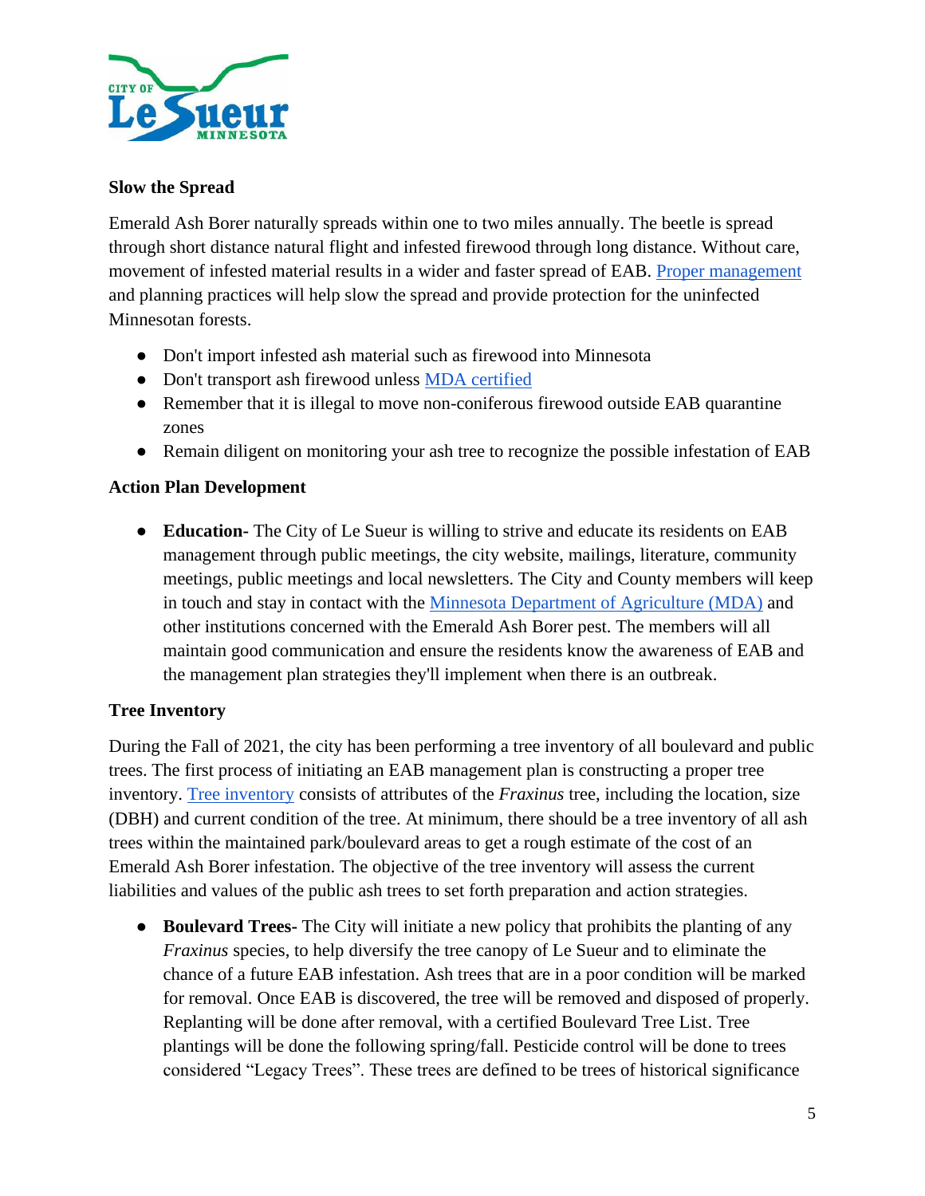**Slow the Spread**

Emerald Ash Borer naturally spreads within one to two miles annually. The beetle is spread through short distance natural flight and infested firewood through long distance. Without care, movement of infested material results in a wider and faster spread of EAB. Proper management and planning practices will help slow the spread and provide protection for the uninfected Minnesotan forests.

- Don't import infested ash material such as firewood into Minnesota
- Don't transport ash firewood unless MDA certified
- Remember that it is illegal to move non-coniferous firewood outside EAB quarantine zones
- Remain diligent on monitoring your ash tree to recognize the possible infestation of EAB

**Action Plan Development**

- **Education-** The City of Le Sueur is willing to strive and educate its residents on EAB management through public meetings, the city website, mailings, literature, community meetings, public meetings and local newsletters. The City and County members will keep in touch and stay in contact with the Minnesota Department of Agriculture (MDA) and other institutions concerned with the Emerald Ash Borer pest. The members will all maintain good communication and ensure the residents know the awareness of EAB and the management plan strategies they'll implement when there is an outbreak.

**Tree Inventory**

During the Fall of 2021, the city has been performing a tree inventory of all boulevard and public trees. The first process of initiating an EAB management plan is constructing a proper tree inventory. Tree inventory consists of attributes of the *Fraxinus* tree, including the location, size (DBH) and current condition of the tree. At minimum, there should be a tree inventory of all ash trees within the maintained park/boulevard areas to get a rough estimate of the cost of an Emerald Ash Borer infestation. The objective of the tree inventory will assess the current liabilities and values of the public ash trees to set forth preparation and action strategies.

- **Boulevard Trees-** The City will initiate a new policy that prohibits the planting of any *Fraxinus* species, to help diversify the tree canopy of Le Sueur and to eliminate the chance of a future EAB infestation. Ash trees that are in a poor condition will be marked for removal. Once EAB is discovered, the tree will be removed and disposed of properly. Replanting will be done after removal, with a certified Boulevard Tree List. Tree plantings will be done the following spring/fall. Pesticide control will be done to trees considered "Legacy Trees". These trees are defined to be trees of historical significance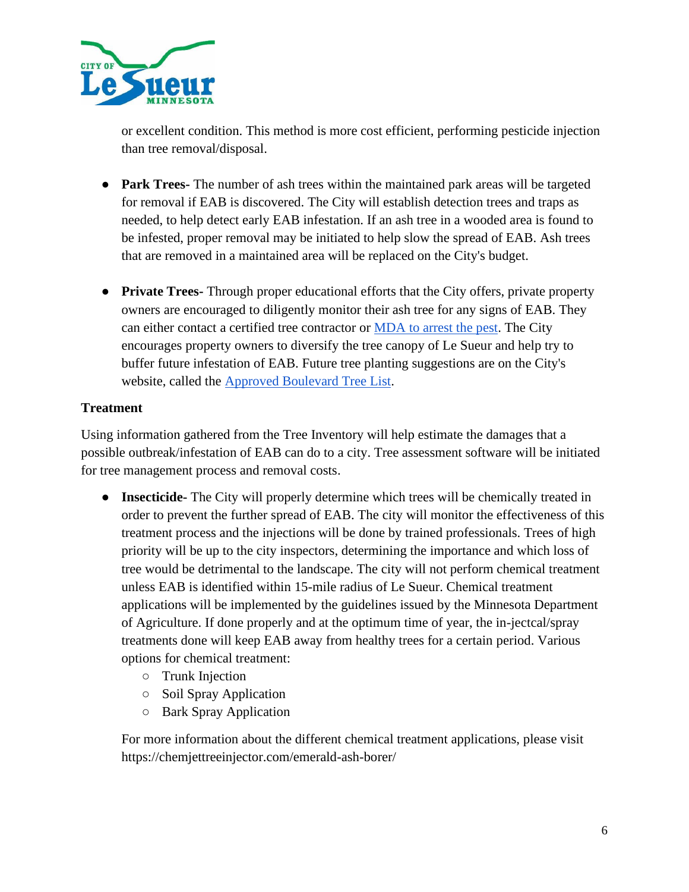or excellent condition. This method is more cost efficient, performing pesticide injection than tree removal/disposal.

- **Park Trees-** The number of ash trees within the maintained park areas will be targeted for removal if EAB is discovered. The City will establish detection trees and traps as needed, to help detect early EAB infestation. If an ash tree in a wooded area is found to be infested, proper removal may be initiated to help slow the spread of EAB. Ash trees that are removed in a maintained area will be replaced on the City's budget.

- **Private Trees-** Through proper educational efforts that the City offers, private property owners are encouraged to diligently monitor their ash tree for any signs of EAB. They can either contact a certified tree contractor or MDA to arrest the pest. The City encourages property owners to diversify the tree canopy of Le Sueur and help try to buffer future infestation of EAB. Future tree planting suggestions are on the City's website, called the Approved Boulevard Tree List.

**Treatment**

Using information gathered from the Tree Inventory will help estimate the damages that a possible outbreak/infestation of EAB can do to a city. Tree assessment software will be initiated for tree management process and removal costs.

- **Insecticide-** The City will properly determine which trees will be chemically treated in order to prevent the further spread of EAB. The city will monitor the effectiveness of this treatment process and the injections will be done by trained professionals. Trees of high priority will be up to the city inspectors, determining the importance and which loss of tree would be detrimental to the landscape. The city will not perform chemical treatment unless EAB is identified within 15-mile radius of Le Sueur. Chemical treatment applications will be implemented by the guidelines issued by the Minnesota Department of Agriculture. If done properly and at the optimum time of year, the in-jectcal/spray treatments done will keep EAB away from healthy trees for a certain period. Various options for chemical treatment:
  - Trunk Injection
  - Soil Spray Application
  - Bark Spray Application

  For more information about the different chemical treatment applications, please visit https://chemjettreeinjector.com/emerald-ash-borer/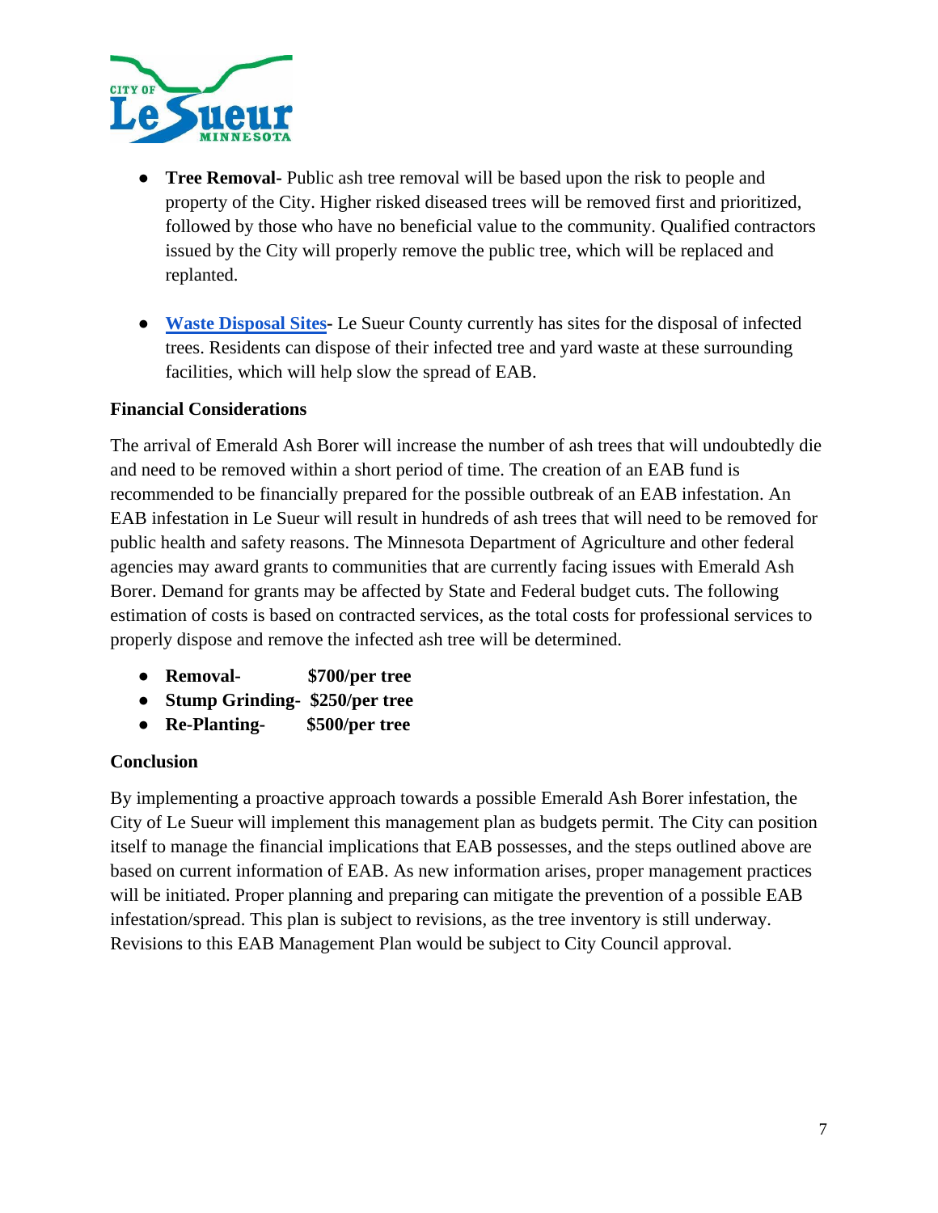- **Tree Removal-** Public ash tree removal will be based upon the risk to people and property of the City. Higher risked diseased trees will be removed first and prioritized, followed by those who have no beneficial value to the community. Qualified contractors issued by the City will properly remove the public tree, which will be replaced and replanted.

- **Waste Disposal Sites-** Le Sueur County currently has sites for the disposal of infected trees. Residents can dispose of their infected tree and yard waste at these surrounding facilities, which will help slow the spread of EAB.

**Financial Considerations**

The arrival of Emerald Ash Borer will increase the number of ash trees that will undoubtedly die and need to be removed within a short period of time. The creation of an EAB fund is recommended to be financially prepared for the possible outbreak of an EAB infestation. An EAB infestation in Le Sueur will result in hundreds of ash trees that will need to be removed for public health and safety reasons. The Minnesota Department of Agriculture and other federal agencies may award grants to communities that are currently facing issues with Emerald Ash Borer. Demand for grants may be affected by State and Federal budget cuts. The following estimation of costs is based on contracted services, as the total costs for professional services to properly dispose and remove the infected ash tree will be determined.

- **Removal- $700/per tree**
- **Stump Grinding- $250/per tree**
- **Re-Planting- $500/per tree**

**Conclusion**

By implementing a proactive approach towards a possible Emerald Ash Borer infestation, the City of Le Sueur will implement this management plan as budgets permit. The City can position itself to manage the financial implications that EAB possesses, and the steps outlined above are based on current information of EAB. As new information arises, proper management practices will be initiated. Proper planning and preparing can mitigate the prevention of a possible EAB infestation/spread. This plan is subject to revisions, as the tree inventory is still underway. Revisions to this EAB Management Plan would be subject to City Council approval.